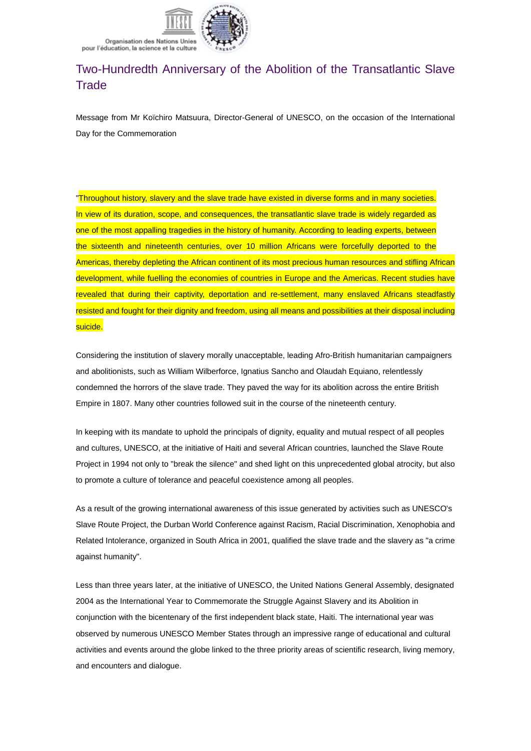Organisation des Nations Unies pour l'éducation, la science et la culture

# Two-Hundredth Anniversary of the Abolition of the Transatlantic Slave Trade

Message from Mr Koïchiro Matsuura, Director-General of UNESCO, on the occasion of the International Day for the Commemoration

"Throughout history, slavery and the slave trade have existed in diverse forms and in many societies. In view of its duration, scope, and consequences, the transatlantic slave trade is widely regarded as one of the most appalling tragedies in the history of humanity. According to leading experts, between the sixteenth and nineteenth centuries, over 10 million Africans were forcefully deported to the Americas, thereby depleting the African continent of its most precious human resources and stifling African development, while fuelling the economies of countries in Europe and the Americas. Recent studies have revealed that during their captivity, deportation and re-settlement, many enslaved Africans steadfastly resisted and fought for their dignity and freedom, using all means and possibilities at their disposal including suicide.

Considering the institution of slavery morally unacceptable, leading Afro-British humanitarian campaigners and abolitionists, such as William Wilberforce, Ignatius Sancho and Olaudah Equiano, relentlessly condemned the horrors of the slave trade. They paved the way for its abolition across the entire British Empire in 1807. Many other countries followed suit in the course of the nineteenth century.

In keeping with its mandate to uphold the principals of dignity, equality and mutual respect of all peoples and cultures, UNESCO, at the initiative of Haiti and several African countries, launched the Slave Route Project in 1994 not only to "break the silence" and shed light on this unprecedented global atrocity, but also to promote a culture of tolerance and peaceful coexistence among all peoples.

As a result of the growing international awareness of this issue generated by activities such as UNESCO's Slave Route Project, the Durban World Conference against Racism, Racial Discrimination, Xenophobia and Related Intolerance, organized in South Africa in 2001, qualified the slave trade and the slavery as "a crime against humanity".

Less than three years later, at the initiative of UNESCO, the United Nations General Assembly, designated 2004 as the International Year to Commemorate the Struggle Against Slavery and its Abolition in conjunction with the bicentenary of the first independent black state, Haiti. The international year was observed by numerous UNESCO Member States through an impressive range of educational and cultural activities and events around the globe linked to the three priority areas of scientific research, living memory, and encounters and dialogue.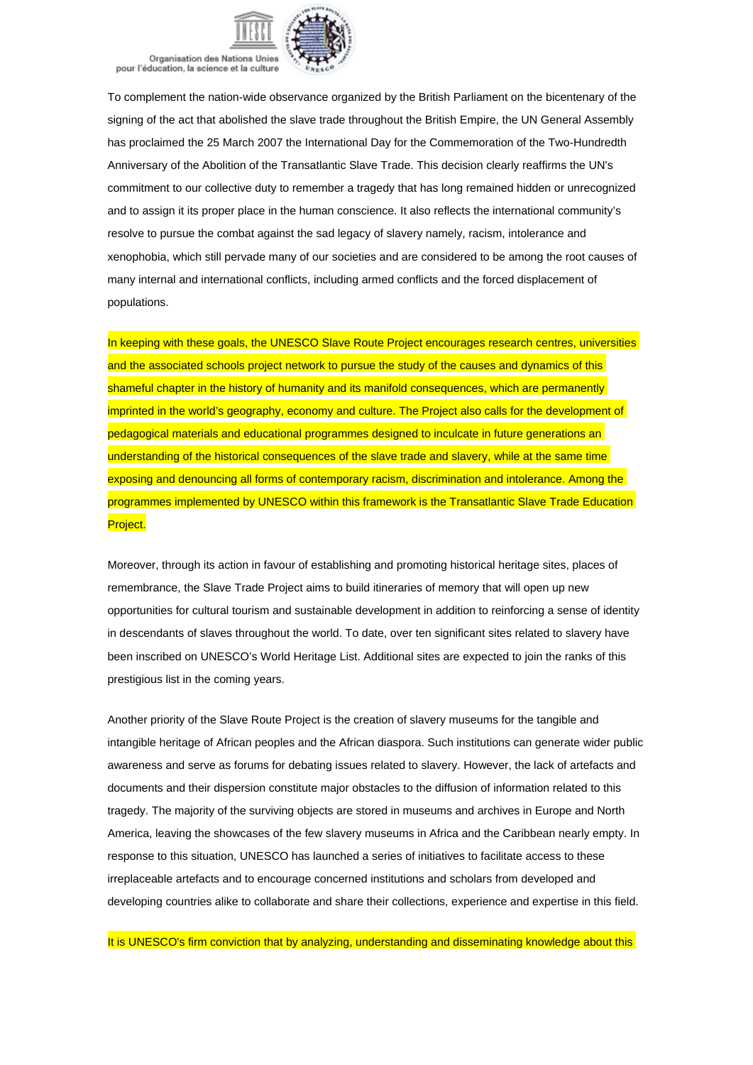To complement the nation-wide observance organized by the British Parliament on the bicentenary of the signing of the act that abolished the slave trade throughout the British Empire, the UN General Assembly has proclaimed the 25 March 2007 the International Day for the Commemoration of the Two-Hundredth Anniversary of the Abolition of the Transatlantic Slave Trade. This decision clearly reaffirms the UN's commitment to our collective duty to remember a tragedy that has long remained hidden or unrecognized and to assign it its proper place in the human conscience. It also reflects the international community's resolve to pursue the combat against the sad legacy of slavery namely, racism, intolerance and xenophobia, which still pervade many of our societies and are considered to be among the root causes of many internal and international conflicts, including armed conflicts and the forced displacement of populations.

In keeping with these goals, the UNESCO Slave Route Project encourages research centres, universities and the associated schools project network to pursue the study of the causes and dynamics of this shameful chapter in the history of humanity and its manifold consequences, which are permanently imprinted in the world's geography, economy and culture. The Project also calls for the development of pedagogical materials and educational programmes designed to inculcate in future generations an understanding of the historical consequences of the slave trade and slavery, while at the same time exposing and denouncing all forms of contemporary racism, discrimination and intolerance. Among the programmes implemented by UNESCO within this framework is the Transatlantic Slave Trade Education Project.

Moreover, through its action in favour of establishing and promoting historical heritage sites, places of remembrance, the Slave Trade Project aims to build itineraries of memory that will open up new opportunities for cultural tourism and sustainable development in addition to reinforcing a sense of identity in descendants of slaves throughout the world. To date, over ten significant sites related to slavery have been inscribed on UNESCO's World Heritage List. Additional sites are expected to join the ranks of this prestigious list in the coming years.

Another priority of the Slave Route Project is the creation of slavery museums for the tangible and intangible heritage of African peoples and the African diaspora. Such institutions can generate wider public awareness and serve as forums for debating issues related to slavery. However, the lack of artefacts and documents and their dispersion constitute major obstacles to the diffusion of information related to this tragedy. The majority of the surviving objects are stored in museums and archives in Europe and North America, leaving the showcases of the few slavery museums in Africa and the Caribbean nearly empty. In response to this situation, UNESCO has launched a series of initiatives to facilitate access to these irreplaceable artefacts and to encourage concerned institutions and scholars from developed and developing countries alike to collaborate and share their collections, experience and expertise in this field.

It is UNESCO's firm conviction that by analyzing, understanding and disseminating knowledge about this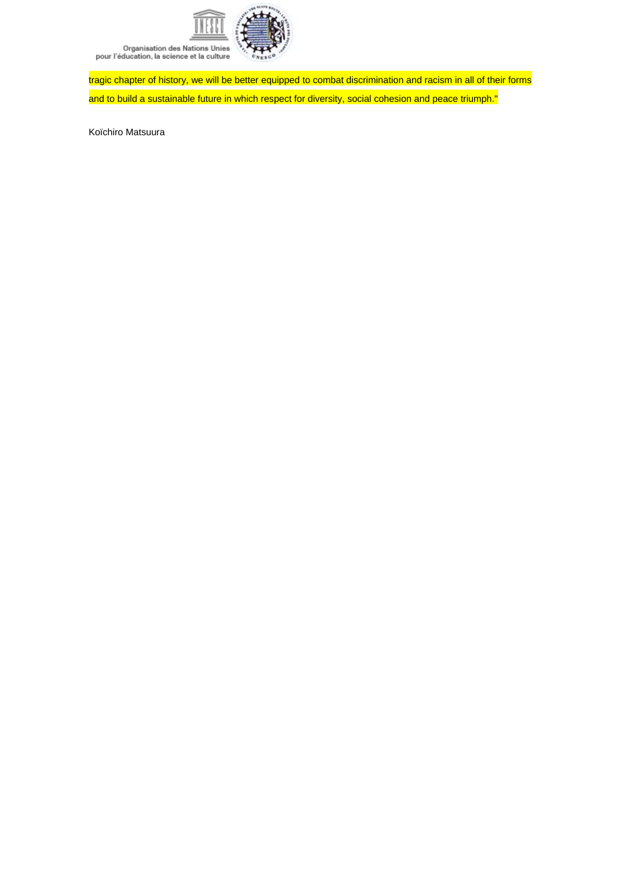tragic chapter of history, we will be better equipped to combat discrimination and racism in all of their forms and to build a sustainable future in which respect for diversity, social cohesion and peace triumph."

Koïchiro Matsuura